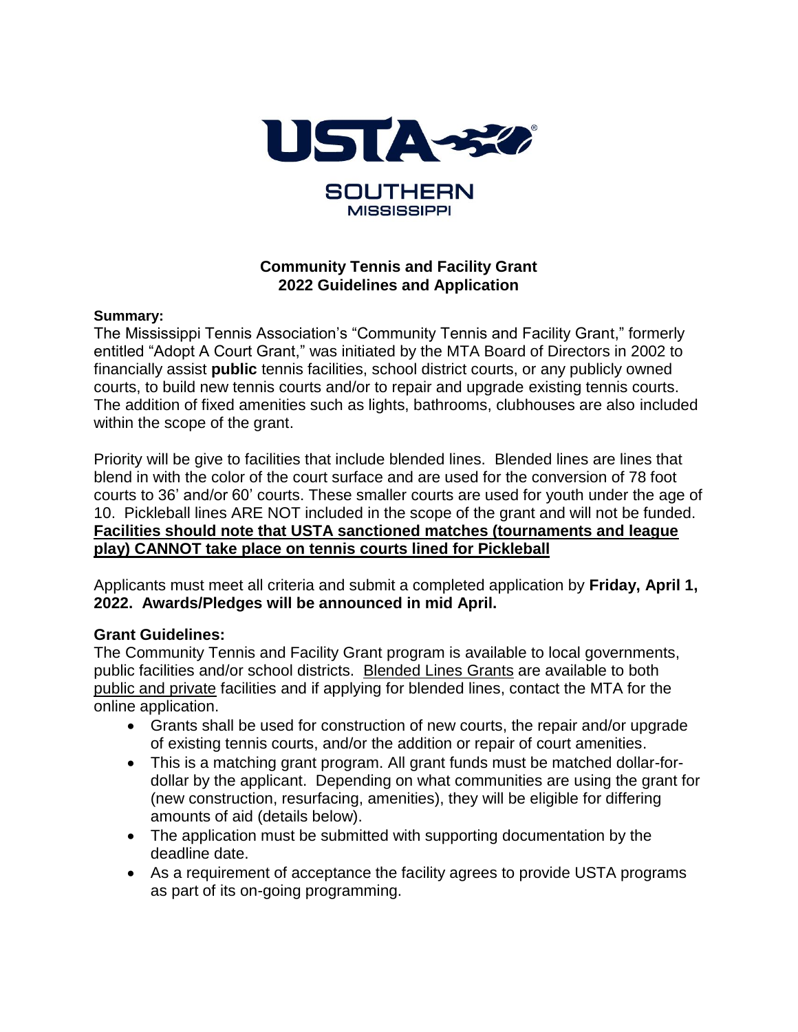USTA

SOUTHERN
MISSISSIPPI

## Community Tennis and Facility Grant
## 2022 Guidelines and Application

**Summary:**

The Mississippi Tennis Association's "Community Tennis and Facility Grant," formerly entitled "Adopt A Court Grant," was initiated by the MTA Board of Directors in 2002 to financially assist **public** tennis facilities, school district courts, or any publicly owned courts, to build new tennis courts and/or to repair and upgrade existing tennis courts. The addition of fixed amenities such as lights, bathrooms, clubhouses are also included within the scope of the grant.

Priority will be give to facilities that include blended lines. Blended lines are lines that blend in with the color of the court surface and are used for the conversion of 78 foot courts to 36' and/or 60' courts. These smaller courts are used for youth under the age of 10. Pickleball lines ARE NOT included in the scope of the grant and will not be funded. **<u>Facilities should note that USTA sanctioned matches (tournaments and league play) CANNOT take place on tennis courts lined for Pickleball</u>**

Applicants must meet all criteria and submit a completed application by **Friday, April 1, 2022. Awards/Pledges will be announced in mid April.**

**Grant Guidelines:**

The Community Tennis and Facility Grant program is available to local governments, public facilities and/or school districts. <u>Blended Lines Grants</u> are available to both <u>public and private</u> facilities and if applying for blended lines, contact the MTA for the online application.

- Grants shall be used for construction of new courts, the repair and/or upgrade of existing tennis courts, and/or the addition or repair of court amenities.
- This is a matching grant program. All grant funds must be matched dollar-for-dollar by the applicant. Depending on what communities are using the grant for (new construction, resurfacing, amenities), they will be eligible for differing amounts of aid (details below).
- The application must be submitted with supporting documentation by the deadline date.
- As a requirement of acceptance the facility agrees to provide USTA programs as part of its on-going programming.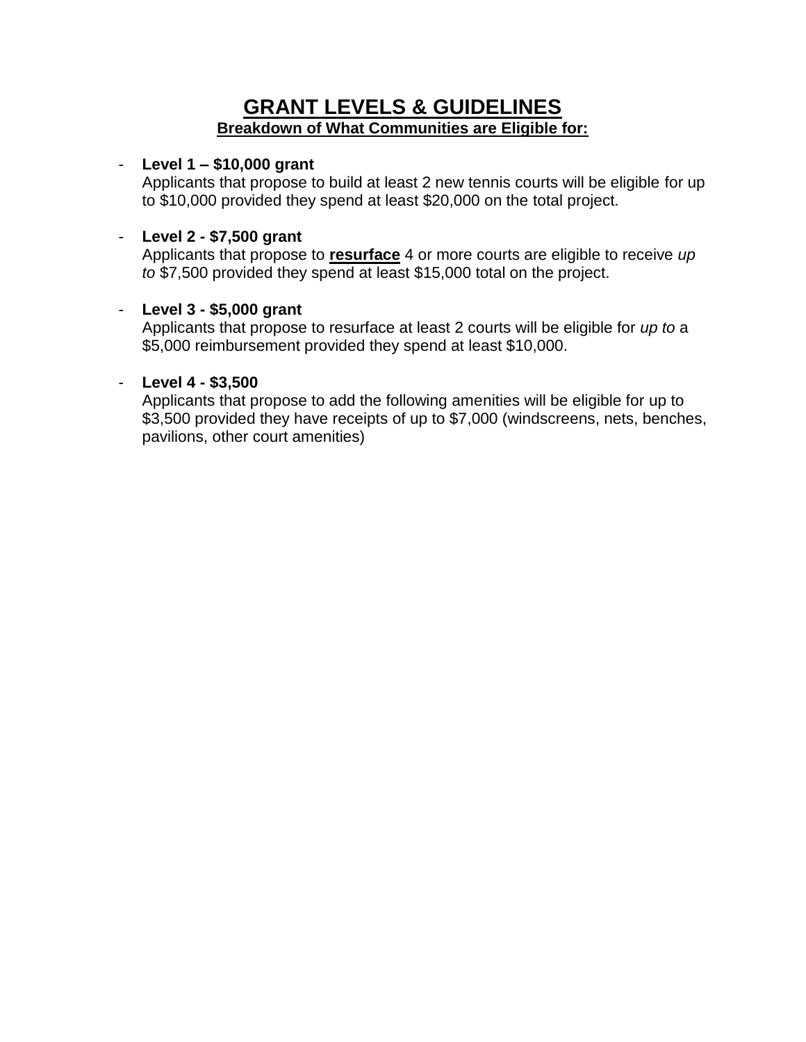# GRANT LEVELS & GUIDELINES

## Breakdown of What Communities are Eligible for:

- **Level 1 – $10,000 grant**
  Applicants that propose to build at least 2 new tennis courts will be eligible for up to $10,000 provided they spend at least $20,000 on the total project.

- **Level 2 - $7,500 grant**
  Applicants that propose to **resurface** 4 or more courts are eligible to receive *up to* $7,500 provided they spend at least $15,000 total on the project.

- **Level 3 - $5,000 grant**
  Applicants that propose to resurface at least 2 courts will be eligible for *up to* a $5,000 reimbursement provided they spend at least $10,000.

- **Level 4 - $3,500**
  Applicants that propose to add the following amenities will be eligible for up to $3,500 provided they have receipts of up to $7,000 (windscreens, nets, benches, pavilions, other court amenities)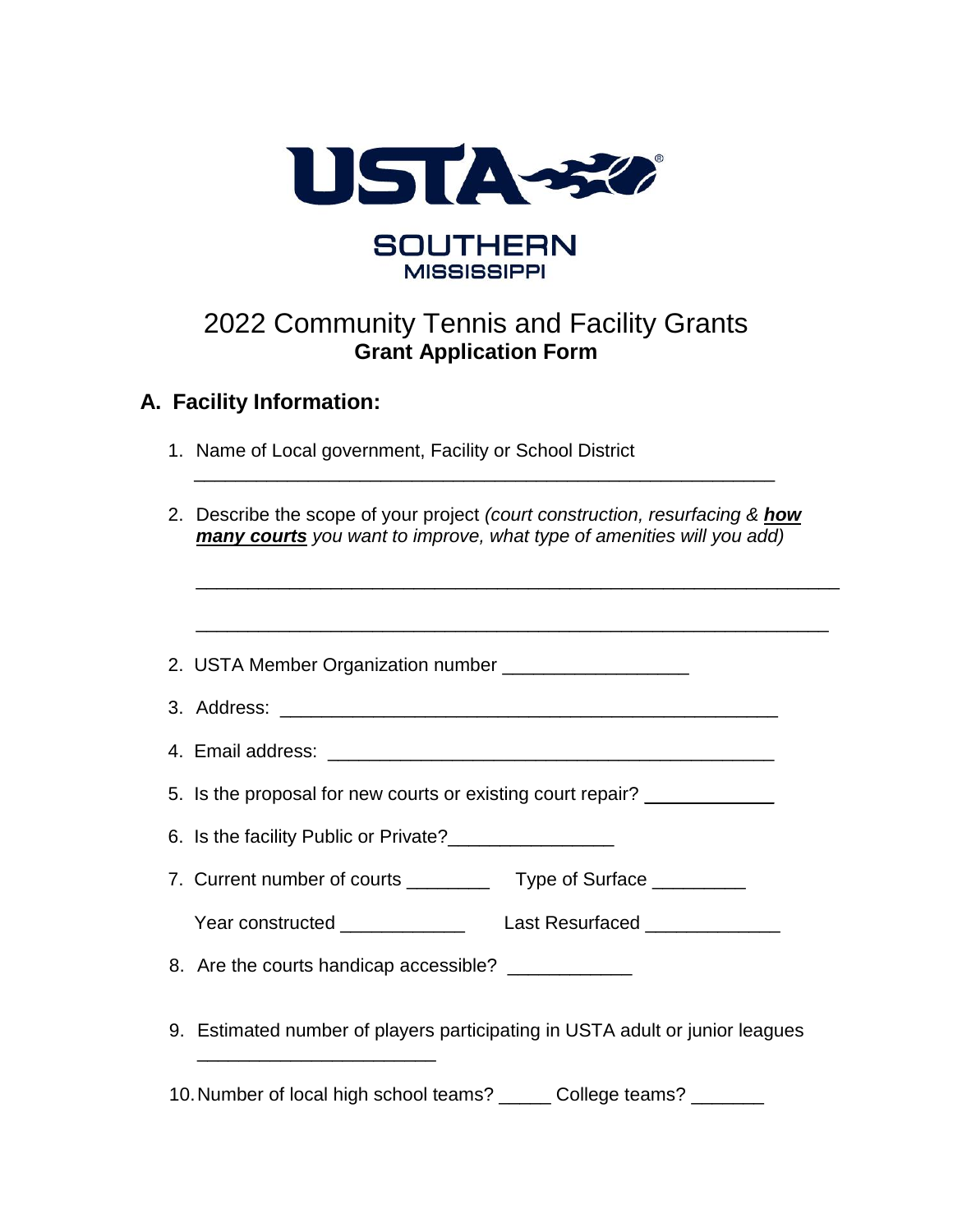USTA

SOUTHERN
MISSISSIPPI

# 2022 Community Tennis and Facility Grants
## Grant Application Form

### A. Facility Information:

1. Name of Local government, Facility or School District

   ________________________________________________________

2. Describe the scope of your project *(court construction, resurfacing & **how many courts** you want to improve, what type of amenities will you add)*

   ______________________________________________________________

   ______________________________________________________________

2. USTA Member Organization number __________________

3. Address: _________________________________________________

4. Email address: _____________________________________________

5. Is the proposal for new courts or existing court repair? ____________

6. Is the facility Public or Private?________________

7. Current number of courts ________   Type of Surface _________

   Year constructed ____________   Last Resurfaced _____________

8. Are the courts handicap accessible? ____________

9. Estimated number of players participating in USTA adult or junior leagues

   ______________________

10. Number of local high school teams? _____ College teams? _______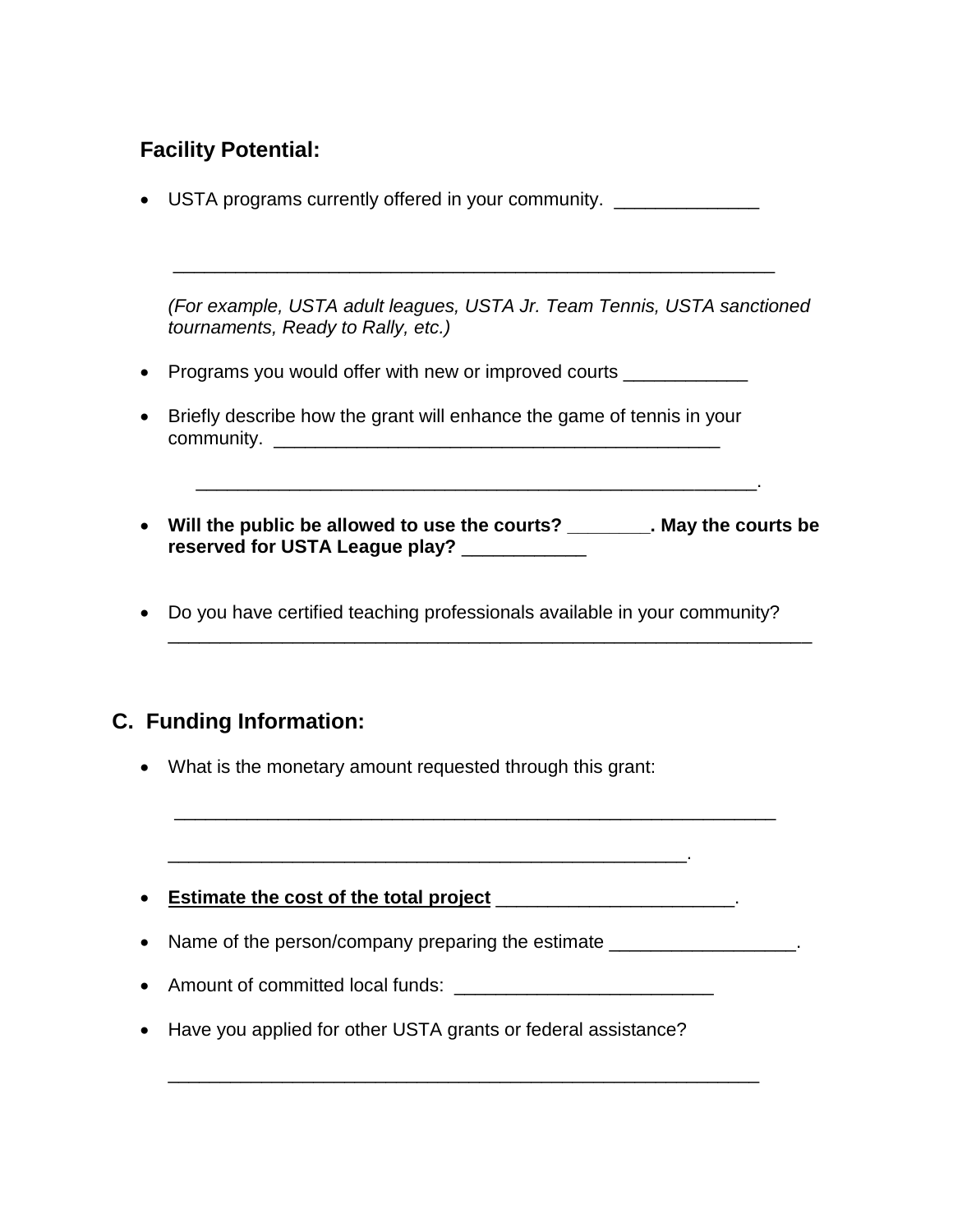### Facility Potential:

- USTA programs currently offered in your community. ______________

  ___________________________________________________________

  *(For example, USTA adult leagues, USTA Jr. Team Tennis, USTA sanctioned tournaments, Ready to Rally, etc.)*

- Programs you would offer with new or improved courts ____________

- Briefly describe how the grant will enhance the game of tennis in your community. ____________________________________________

  ______________________________________________________.

- **Will the public be allowed to use the courts? ________. May the courts be reserved for USTA League play? ____________**

- Do you have certified teaching professionals available in your community? _______________________________________________________________

## C. Funding Information:

- What is the monetary amount requested through this grant:

  ___________________________________________________________

  ___________________________________________________.

- **<u>Estimate the cost of the total project</u>** _______________________.

- Name of the person/company preparing the estimate __________________.

- Amount of committed local funds: _________________________

- Have you applied for other USTA grants or federal assistance?

  ___________________________________________________________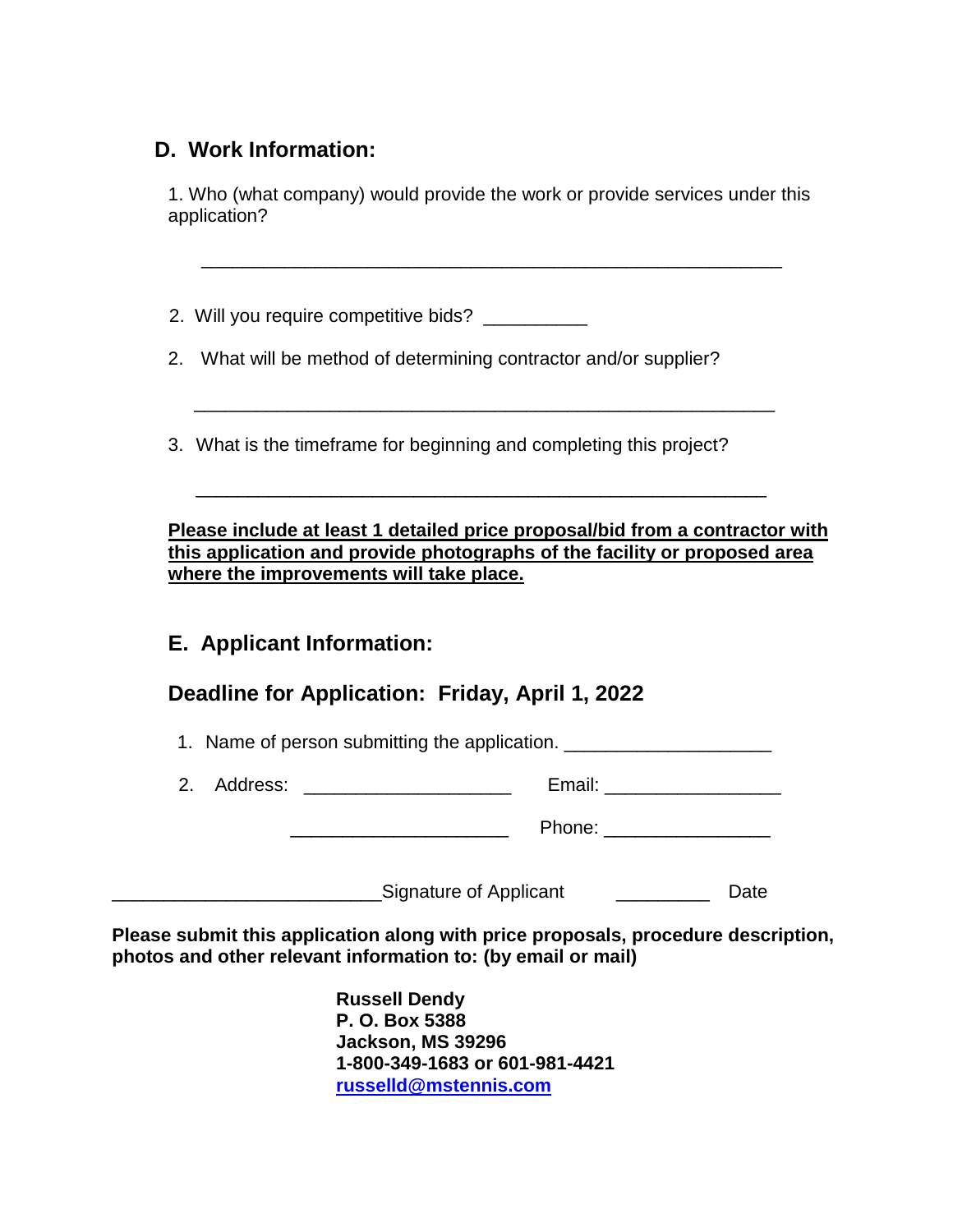## D. Work Information:

1. Who (what company) would provide the work or provide services under this application?

\_\_\_\_\_\_\_\_\_\_\_\_\_\_\_\_\_\_\_\_\_\_\_\_\_\_\_\_\_\_\_\_\_\_\_\_\_\_\_\_\_\_\_\_\_\_\_\_\_\_\_\_\_\_\_\_

2. Will you require competitive bids? \_\_\_\_\_\_\_\_\_\_

2. What will be method of determining contractor and/or supplier?

\_\_\_\_\_\_\_\_\_\_\_\_\_\_\_\_\_\_\_\_\_\_\_\_\_\_\_\_\_\_\_\_\_\_\_\_\_\_\_\_\_\_\_\_\_\_\_\_\_\_\_\_\_\_\_\_

3. What is the timeframe for beginning and completing this project?

\_\_\_\_\_\_\_\_\_\_\_\_\_\_\_\_\_\_\_\_\_\_\_\_\_\_\_\_\_\_\_\_\_\_\_\_\_\_\_\_\_\_\_\_\_\_\_\_\_\_\_\_\_\_\_\_

**Please include at least 1 detailed price proposal/bid from a contractor with this application and provide photographs of the facility or proposed area where the improvements will take place.**

## E. Applicant Information:

### Deadline for Application: Friday, April 1, 2022

1. Name of person submitting the application. \_\_\_\_\_\_\_\_\_\_\_\_\_\_\_\_\_\_\_\_

2. Address: \_\_\_\_\_\_\_\_\_\_\_\_\_\_\_\_\_\_\_\_ Email: \_\_\_\_\_\_\_\_\_\_\_\_\_\_\_\_\_

   \_\_\_\_\_\_\_\_\_\_\_\_\_\_\_\_\_\_\_\_\_ Phone: \_\_\_\_\_\_\_\_\_\_\_\_\_\_\_\_

\_\_\_\_\_\_\_\_\_\_\_\_\_\_\_\_\_\_\_\_\_\_\_\_\_\_Signature of Applicant \_\_\_\_\_\_\_\_\_ Date

**Please submit this application along with price proposals, procedure description, photos and other relevant information to: (by email or mail)**

**Russell Dendy**
**P. O. Box 5388**
**Jackson, MS 39296**
**1-800-349-1683 or 601-981-4421**
**russelld@mstennis.com**